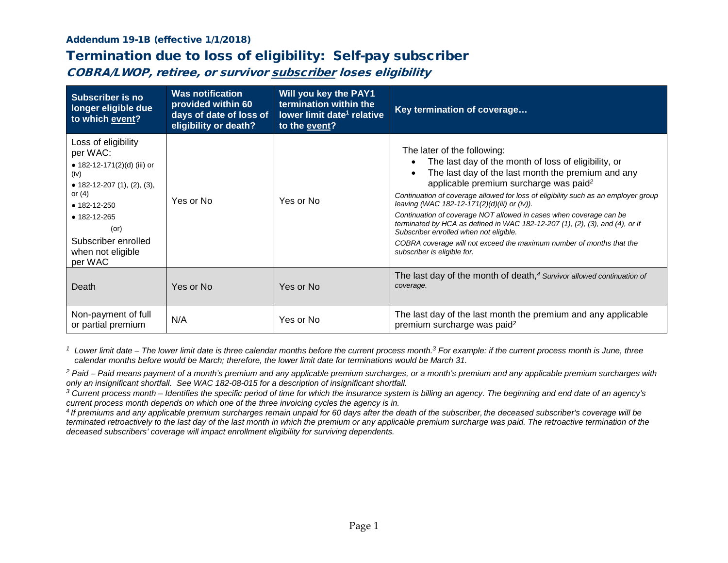**Addendum 19-1B (effective 1/1/2018)**

# Termination due to loss of eligibility: Self-pay subscriber

## *COBRA/LWOP, retiree, or survivor subscriber loses eligibility*

| Subscriber is no longer eligible due to which event? | Was notification provided within 60 days of date of loss of eligibility or death? | Will you key the PAY1 termination within the lower limit date[1] relative to the event? | Key termination of coverage… |
|---|---|---|---|
| Loss of eligibility per WAC: <br>• 182-12-171(2)(d) (iii) or (iv)<br>• 182-12-207 (1), (2), (3), or (4)<br>• 182-12-250<br>• 182-12-265<br>(or)<br>Subscriber enrolled when not eligible per WAC | Yes or No | Yes or No | The later of the following:<br>• The last day of the month of loss of eligibility, or<br>• The last day of the last month the premium and any applicable premium surcharge was paid[2]<br>*Continuation of coverage allowed for loss of eligibility such as an employer group leaving (WAC 182-12-171(2)(d)(iii) or (iv)).*<br>*Continuation of coverage NOT allowed in cases when coverage can be terminated by HCA as defined in WAC 182-12-207 (1), (2), (3), and (4), or if Subscriber enrolled when not eligible.*<br>*COBRA coverage will not exceed the maximum number of months that the subscriber is eligible for.* |
| Death | Yes or No | Yes or No | The last day of the month of death,[4] *Survivor allowed continuation of coverage.* |
| Non-payment of full or partial premium | N/A | Yes or No | The last day of the last month the premium and any applicable premium surcharge was paid[2] |

[1] *Lower limit date – The lower limit date is three calendar months before the current process month.[3] For example: if the current process month is June, three calendar months before would be March; therefore, the lower limit date for terminations would be March 31.*

[2] *Paid – Paid means payment of a month's premium and any applicable premium surcharges, or a month's premium and any applicable premium surcharges with only an insignificant shortfall. See WAC 182-08-015 for a description of insignificant shortfall.*

[3] *Current process month – Identifies the specific period of time for which the insurance system is billing an agency. The beginning and end date of an agency's current process month depends on which one of the three invoicing cycles the agency is in.*

[4] *If premiums and any applicable premium surcharges remain unpaid for 60 days after the death of the subscriber, the deceased subscriber's coverage will be terminated retroactively to the last day of the last month in which the premium or any applicable premium surcharge was paid. The retroactive termination of the deceased subscribers' coverage will impact enrollment eligibility for surviving dependents.*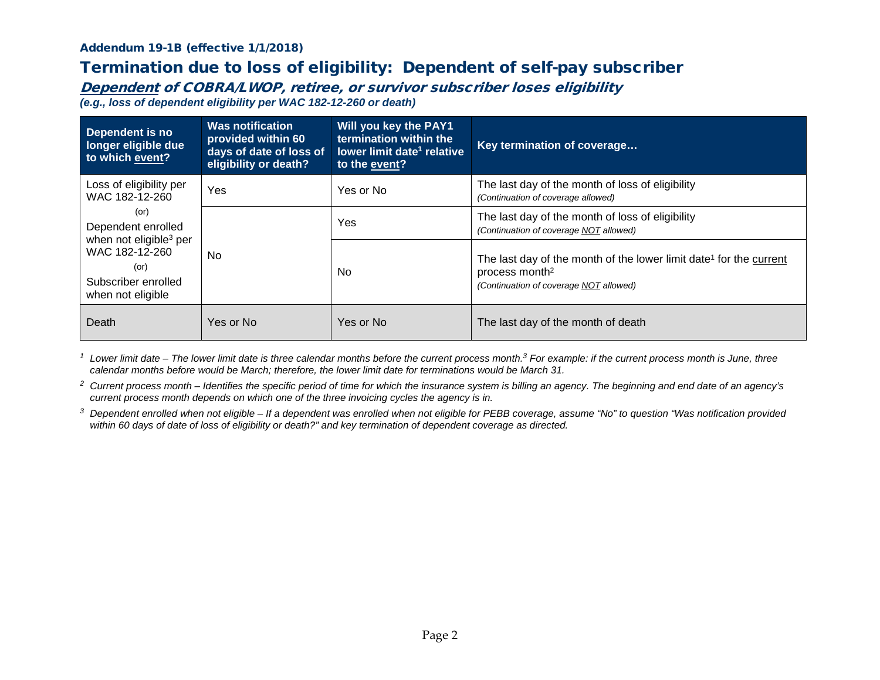**Addendum 19-1B (effective 1/1/2018)**

# Termination due to loss of eligibility: Dependent of self-pay subscriber

## ***Dependent of COBRA/LWOP, retiree, or survivor subscriber loses eligibility***

***(e.g., loss of dependent eligibility per WAC 182-12-260 or death)***

| Dependent is no longer eligible due to which event? | Was notification provided within 60 days of date of loss of eligibility or death? | Will you key the PAY1 termination within the lower limit date[1] relative to the event? | Key termination of coverage… |
|---|---|---|---|
| Loss of eligibility per WAC 182-12-260 (or) Dependent enrolled when not eligible[3] per WAC 182-12-260 (or) Subscriber enrolled when not eligible | Yes | Yes or No | The last day of the month of loss of eligibility *(Continuation of coverage allowed)* |
| | No | Yes | The last day of the month of loss of eligibility *(Continuation of coverage NOT allowed)* |
| | | No | The last day of the month of the lower limit date[1] for the current process month[2] *(Continuation of coverage NOT allowed)* |
| Death | Yes or No | Yes or No | The last day of the month of death |

[1] *Lower limit date – The lower limit date is three calendar months before the current process month.[3] For example: if the current process month is June, three calendar months before would be March; therefore, the lower limit date for terminations would be March 31.*

[2] *Current process month – Identifies the specific period of time for which the insurance system is billing an agency. The beginning and end date of an agency's current process month depends on which one of the three invoicing cycles the agency is in.*

[3] *Dependent enrolled when not eligible – If a dependent was enrolled when not eligible for PEBB coverage, assume "No" to question "Was notification provided within 60 days of date of loss of eligibility or death?" and key termination of dependent coverage as directed.*